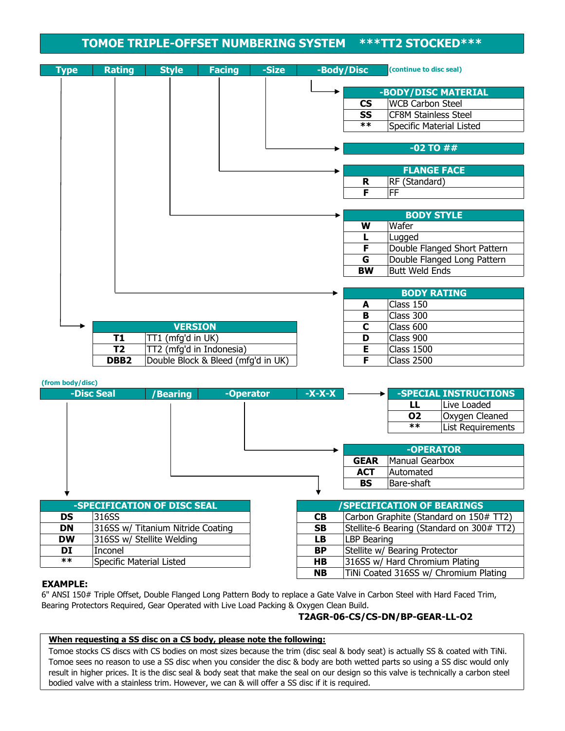# TOMOE TRIPLE-OFFSET NUMBERING SYSTEM ***TT2 STOCKED***

| Type | Rating | Style | Facing | -Size | -Body/Disc |
|---|---|---|---|---|---|

(continue to disc seal)

| -BODY/DISC MATERIAL | |
|---|---|
| **CS** | WCB Carbon Steel |
| **SS** | CF8M Stainless Steel |
| ** | Specific Material Listed |

**-02 TO ##**

| FLANGE FACE | |
|---|---|
| **R** | RF (Standard) |
| **F** | FF |

| BODY STYLE | |
|---|---|
| **W** | Wafer |
| **L** | Lugged |
| **F** | Double Flanged Short Pattern |
| **G** | Double Flanged Long Pattern |
| **BW** | Butt Weld Ends |

| BODY RATING | |
|---|---|
| **A** | Class 150 |
| **B** | Class 300 |
| **C** | Class 600 |
| **D** | Class 900 |
| **E** | Class 1500 |
| **F** | Class 2500 |

| VERSION | |
|---|---|
| **T1** | TT1 (mfg'd in UK) |
| **T2** | TT2 (mfg'd in Indonesia) |
| **DBB2** | Double Block & Bleed (mfg'd in UK) |

(from body/disc)

| -Disc Seal | /Bearing | -Operator | -X-X-X |
|---|---|---|---|

| -SPECIAL INSTRUCTIONS | |
|---|---|
| **LL** | Live Loaded |
| **O2** | Oxygen Cleaned |
| ** | List Requirements |

| -OPERATOR | |
|---|---|
| **GEAR** | Manual Gearbox |
| **ACT** | Automated |
| **BS** | Bare-shaft |

| -SPECIFICATION OF DISC SEAL | |
|---|---|
| **DS** | 316SS |
| **DN** | 316SS w/ Titanium Nitride Coating |
| **DW** | 316SS w/ Stellite Welding |
| **DI** | Inconel |
| ** | Specific Material Listed |

| /SPECIFICATION OF BEARINGS | |
|---|---|
| **CB** | Carbon Graphite (Standard on 150# TT2) |
| **SB** | Stellite-6 Bearing (Standard on 300# TT2) |
| **LB** | LBP Bearing |
| **BP** | Stellite w/ Bearing Protector |
| **HB** | 316SS w/ Hard Chromium Plating |
| **NB** | TiNi Coated 316SS w/ Chromium Plating |

**EXAMPLE:**

6" ANSI 150# Triple Offset, Double Flanged Long Pattern Body to replace a Gate Valve in Carbon Steel with Hard Faced Trim, Bearing Protectors Required, Gear Operated with Live Load Packing & Oxygen Clean Build.

**T2AGR-06-CS/CS-DN/BP-GEAR-LL-O2**

**<u>When requesting a SS disc on a CS body, please note the following:</u>**

Tomoe stocks CS discs with CS bodies on most sizes because the trim (disc seal & body seat) is actually SS & coated with TiNi. Tomoe sees no reason to use a SS disc when you consider the disc & body are both wetted parts so using a SS disc would only result in higher prices. It is the disc seal & body seat that make the seal on our design so this valve is technically a carbon steel bodied valve with a stainless trim. However, we can & will offer a SS disc if it is required.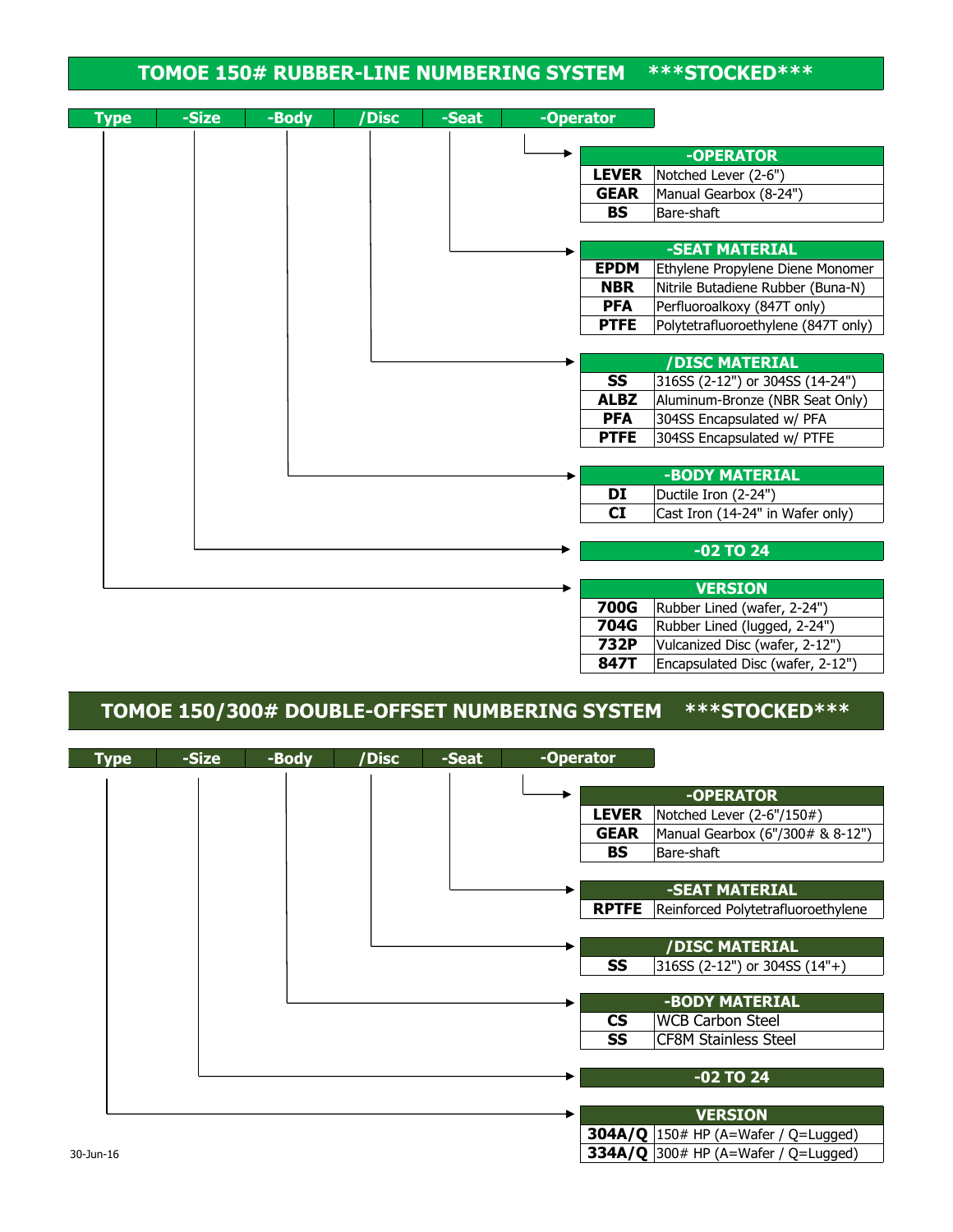## TOMOE 150# RUBBER-LINE NUMBERING SYSTEM ***STOCKED***

| Type | -Size | -Body | /Disc | -Seat | -Operator |
|---|---|---|---|---|---|

| -OPERATOR | |
|---|---|
| **LEVER** | Notched Lever (2-6") |
| **GEAR** | Manual Gearbox (8-24") |
| **BS** | Bare-shaft |

| -SEAT MATERIAL | |
|---|---|
| **EPDM** | Ethylene Propylene Diene Monomer |
| **NBR** | Nitrile Butadiene Rubber (Buna-N) |
| **PFA** | Perfluoroalkoxy (847T only) |
| **PTFE** | Polytetrafluoroethylene (847T only) |

| /DISC MATERIAL | |
|---|---|
| **SS** | 316SS (2-12") or 304SS (14-24") |
| **ALBZ** | Aluminum-Bronze (NBR Seat Only) |
| **PFA** | 304SS Encapsulated w/ PFA |
| **PTFE** | 304SS Encapsulated w/ PTFE |

| -BODY MATERIAL | |
|---|---|
| **DI** | Ductile Iron (2-24") |
| **CI** | Cast Iron (14-24" in Wafer only) |

**-02 TO 24**

| VERSION | |
|---|---|
| **700G** | Rubber Lined (wafer, 2-24") |
| **704G** | Rubber Lined (lugged, 2-24") |
| **732P** | Vulcanized Disc (wafer, 2-12") |
| **847T** | Encapsulated Disc (wafer, 2-12") |

## TOMOE 150/300# DOUBLE-OFFSET NUMBERING SYSTEM ***STOCKED***

| Type | -Size | -Body | /Disc | -Seat | -Operator |
|---|---|---|---|---|---|

| -OPERATOR | |
|---|---|
| **LEVER** | Notched Lever (2-6"/150#) |
| **GEAR** | Manual Gearbox (6"/300# & 8-12") |
| **BS** | Bare-shaft |

| -SEAT MATERIAL | |
|---|---|
| **RPTFE** | Reinforced Polytetrafluoroethylene |

| /DISC MATERIAL | |
|---|---|
| **SS** | 316SS (2-12") or 304SS (14"+) |

| -BODY MATERIAL | |
|---|---|
| **CS** | WCB Carbon Steel |
| **SS** | CF8M Stainless Steel |

**-02 TO 24**

| VERSION | |
|---|---|
| **304A/Q** | 150# HP (A=Wafer / Q=Lugged) |
| **334A/Q** | 300# HP (A=Wafer / Q=Lugged) |

30-Jun-16